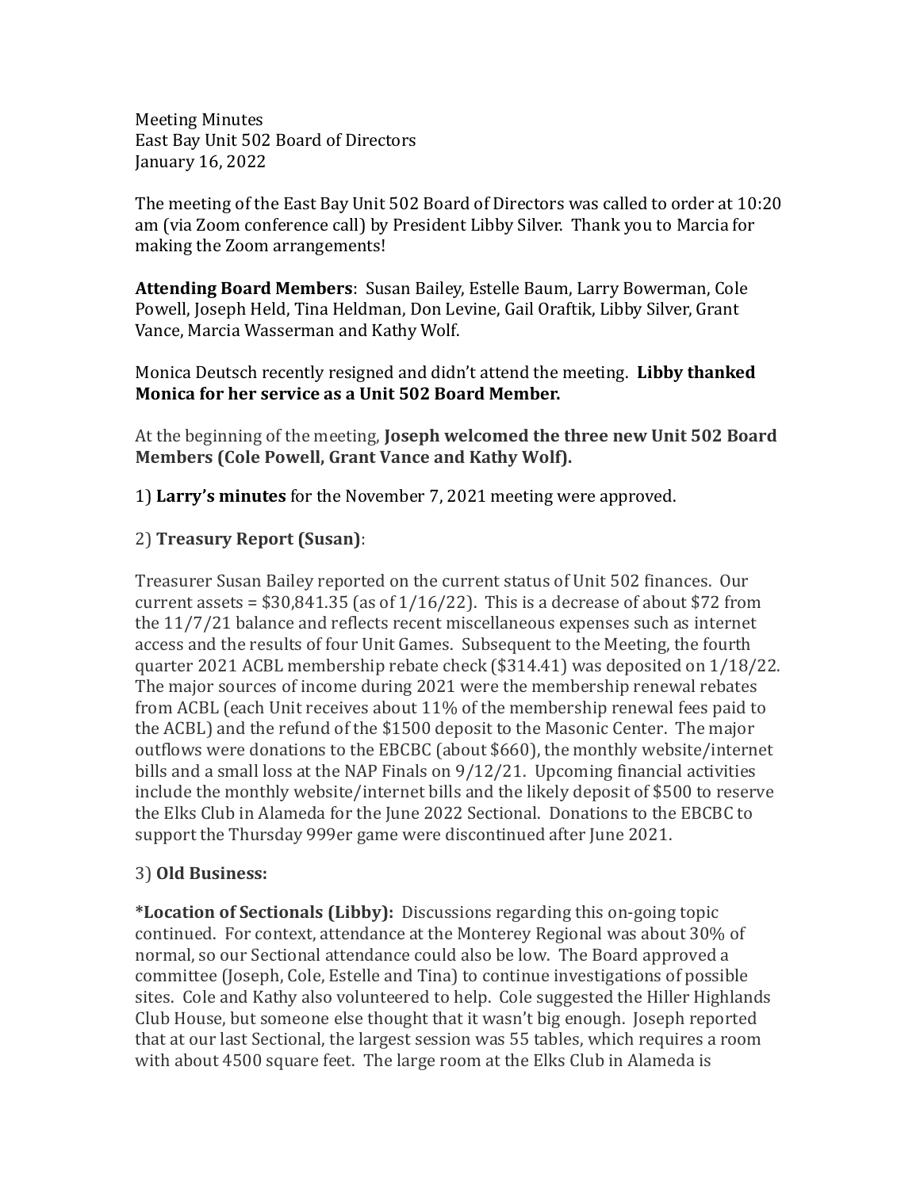Meeting Minutes
East Bay Unit 502 Board of Directors
January 16, 2022

The meeting of the East Bay Unit 502 Board of Directors was called to order at 10:20 am (via Zoom conference call) by President Libby Silver. Thank you to Marcia for making the Zoom arrangements!

**Attending Board Members**: Susan Bailey, Estelle Baum, Larry Bowerman, Cole Powell, Joseph Held, Tina Heldman, Don Levine, Gail Oraftik, Libby Silver, Grant Vance, Marcia Wasserman and Kathy Wolf.

Monica Deutsch recently resigned and didn't attend the meeting. **Libby thanked Monica for her service as a Unit 502 Board Member.**

At the beginning of the meeting, **Joseph welcomed the three new Unit 502 Board Members (Cole Powell, Grant Vance and Kathy Wolf).**

1) **Larry's minutes** for the November 7, 2021 meeting were approved.

2) **Treasury Report (Susan)**:

Treasurer Susan Bailey reported on the current status of Unit 502 finances. Our current assets = $30,841.35 (as of 1/16/22). This is a decrease of about $72 from the 11/7/21 balance and reflects recent miscellaneous expenses such as internet access and the results of four Unit Games. Subsequent to the Meeting, the fourth quarter 2021 ACBL membership rebate check ($314.41) was deposited on 1/18/22. The major sources of income during 2021 were the membership renewal rebates from ACBL (each Unit receives about 11% of the membership renewal fees paid to the ACBL) and the refund of the $1500 deposit to the Masonic Center. The major outflows were donations to the EBCBC (about $660), the monthly website/internet bills and a small loss at the NAP Finals on 9/12/21. Upcoming financial activities include the monthly website/internet bills and the likely deposit of $500 to reserve the Elks Club in Alameda for the June 2022 Sectional. Donations to the EBCBC to support the Thursday 999er game were discontinued after June 2021.

3) **Old Business:**

***Location of Sectionals (Libby):** Discussions regarding this on-going topic continued. For context, attendance at the Monterey Regional was about 30% of normal, so our Sectional attendance could also be low. The Board approved a committee (Joseph, Cole, Estelle and Tina) to continue investigations of possible sites. Cole and Kathy also volunteered to help. Cole suggested the Hiller Highlands Club House, but someone else thought that it wasn't big enough. Joseph reported that at our last Sectional, the largest session was 55 tables, which requires a room with about 4500 square feet. The large room at the Elks Club in Alameda is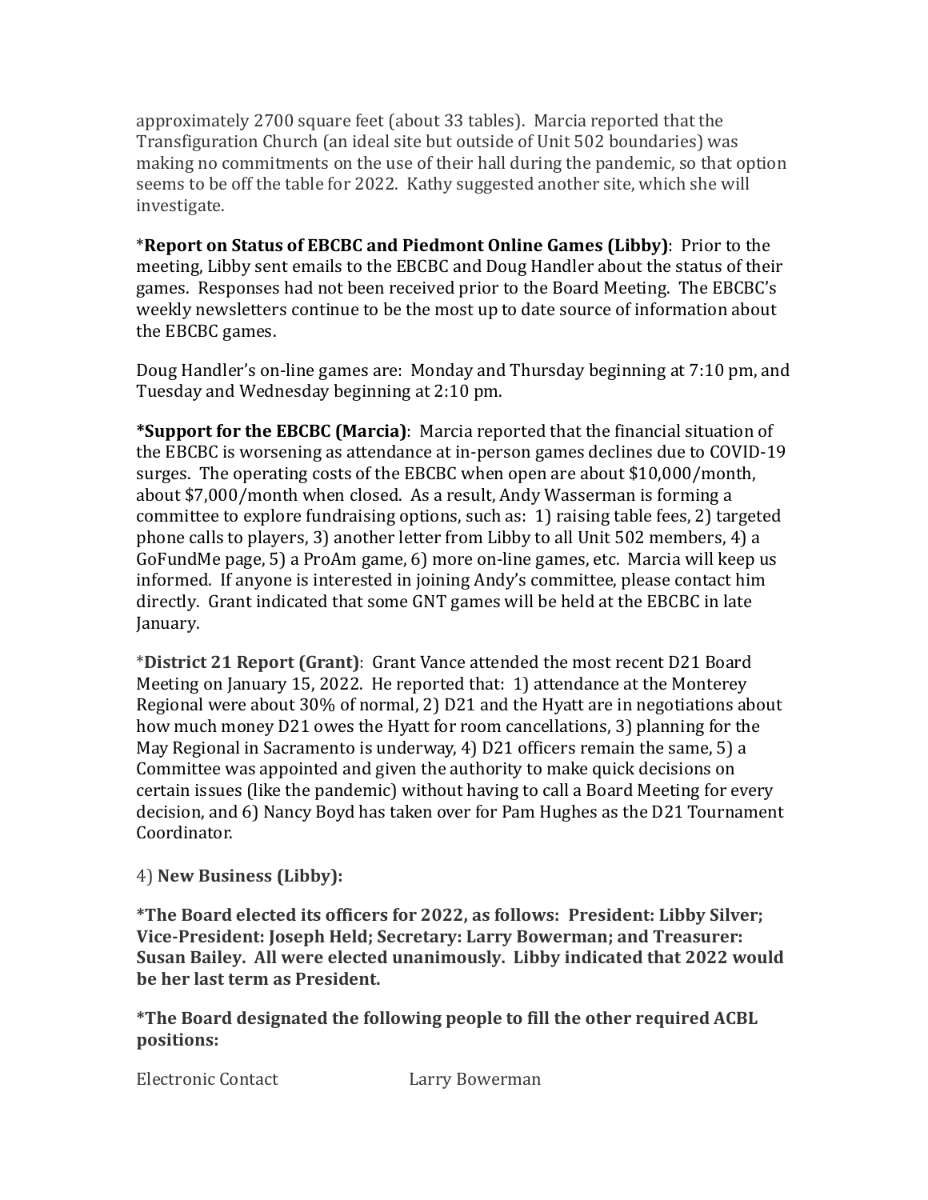approximately 2700 square feet (about 33 tables). Marcia reported that the Transfiguration Church (an ideal site but outside of Unit 502 boundaries) was making no commitments on the use of their hall during the pandemic, so that option seems to be off the table for 2022. Kathy suggested another site, which she will investigate.

***Report on Status of EBCBC and Piedmont Online Games (Libby)**: Prior to the meeting, Libby sent emails to the EBCBC and Doug Handler about the status of their games. Responses had not been received prior to the Board Meeting. The EBCBC's weekly newsletters continue to be the most up to date source of information about the EBCBC games.

Doug Handler's on-line games are: Monday and Thursday beginning at 7:10 pm, and Tuesday and Wednesday beginning at 2:10 pm.

***Support for the EBCBC (Marcia)**: Marcia reported that the financial situation of the EBCBC is worsening as attendance at in-person games declines due to COVID-19 surges. The operating costs of the EBCBC when open are about $10,000/month, about $7,000/month when closed. As a result, Andy Wasserman is forming a committee to explore fundraising options, such as: 1) raising table fees, 2) targeted phone calls to players, 3) another letter from Libby to all Unit 502 members, 4) a GoFundMe page, 5) a ProAm game, 6) more on-line games, etc. Marcia will keep us informed. If anyone is interested in joining Andy's committee, please contact him directly. Grant indicated that some GNT games will be held at the EBCBC in late January.

***District 21 Report (Grant)**: Grant Vance attended the most recent D21 Board Meeting on January 15, 2022. He reported that: 1) attendance at the Monterey Regional were about 30% of normal, 2) D21 and the Hyatt are in negotiations about how much money D21 owes the Hyatt for room cancellations, 3) planning for the May Regional in Sacramento is underway, 4) D21 officers remain the same, 5) a Committee was appointed and given the authority to make quick decisions on certain issues (like the pandemic) without having to call a Board Meeting for every decision, and 6) Nancy Boyd has taken over for Pam Hughes as the D21 Tournament Coordinator.

4) **New Business (Libby):**

**\*The Board elected its officers for 2022, as follows: President: Libby Silver; Vice-President: Joseph Held; Secretary: Larry Bowerman; and Treasurer: Susan Bailey. All were elected unanimously. Libby indicated that 2022 would be her last term as President.**

**\*The Board designated the following people to fill the other required ACBL positions:**

| | |
|---|---|
| Electronic Contact | Larry Bowerman |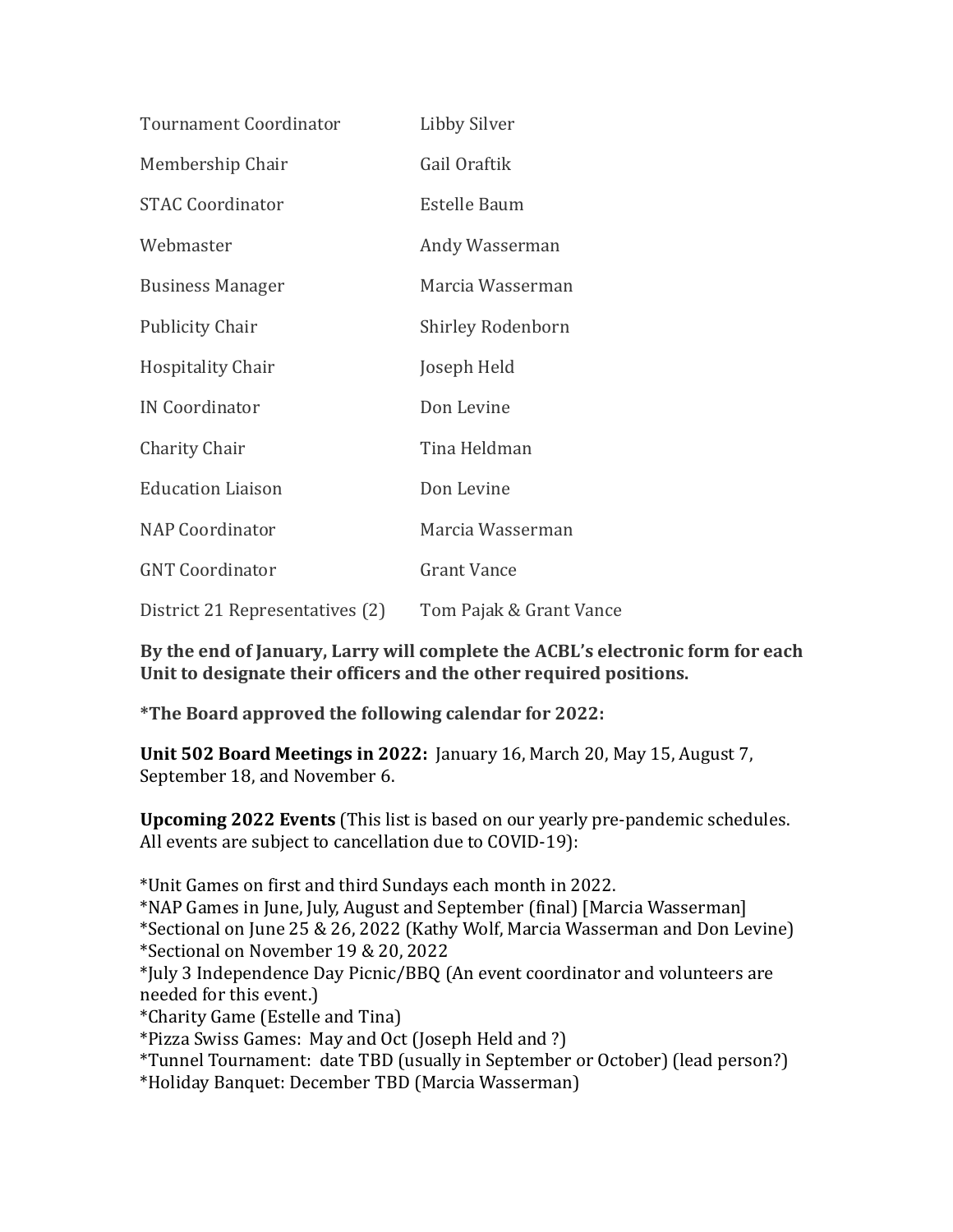| | |
|---|---|
| Tournament Coordinator | Libby Silver |
| Membership Chair | Gail Oraftik |
| STAC Coordinator | Estelle Baum |
| Webmaster | Andy Wasserman |
| Business Manager | Marcia Wasserman |
| Publicity Chair | Shirley Rodenborn |
| Hospitality Chair | Joseph Held |
| IN Coordinator | Don Levine |
| Charity Chair | Tina Heldman |
| Education Liaison | Don Levine |
| NAP Coordinator | Marcia Wasserman |
| GNT Coordinator | Grant Vance |
| District 21 Representatives (2) | Tom Pajak & Grant Vance |

**By the end of January, Larry will complete the ACBL's electronic form for each Unit to designate their officers and the other required positions.**

**\*The Board approved the following calendar for 2022:**

**Unit 502 Board Meetings in 2022:** January 16, March 20, May 15, August 7, September 18, and November 6.

**Upcoming 2022 Events** (This list is based on our yearly pre-pandemic schedules. All events are subject to cancellation due to COVID-19):

*Unit Games on first and third Sundays each month in 2022.  
*NAP Games in June, July, August and September (final) [Marcia Wasserman]  
*Sectional on June 25 & 26, 2022 (Kathy Wolf, Marcia Wasserman and Don Levine)  
*Sectional on November 19 & 20, 2022  
*July 3 Independence Day Picnic/BBQ (An event coordinator and volunteers are needed for this event.)  
*Charity Game (Estelle and Tina)  
*Pizza Swiss Games: May and Oct (Joseph Held and ?)  
*Tunnel Tournament: date TBD (usually in September or October) (lead person?)  
*Holiday Banquet: December TBD (Marcia Wasserman)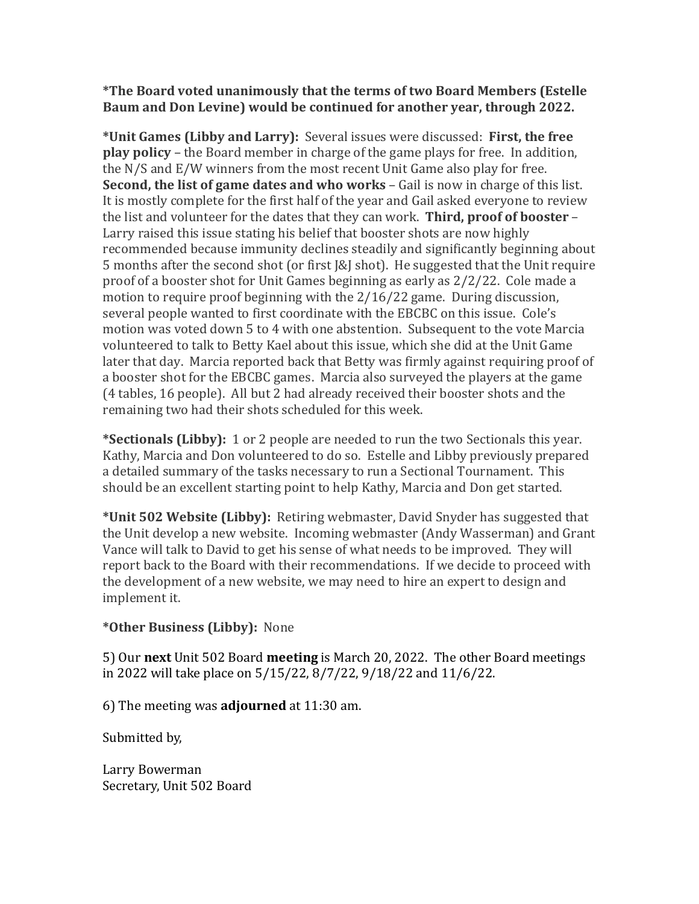**\*The Board voted unanimously that the terms of two Board Members (Estelle Baum and Don Levine) would be continued for another year, through 2022.**

**\*Unit Games (Libby and Larry):** Several issues were discussed: **First, the free play policy** – the Board member in charge of the game plays for free. In addition, the N/S and E/W winners from the most recent Unit Game also play for free. **Second, the list of game dates and who works** – Gail is now in charge of this list. It is mostly complete for the first half of the year and Gail asked everyone to review the list and volunteer for the dates that they can work. **Third, proof of booster** – Larry raised this issue stating his belief that booster shots are now highly recommended because immunity declines steadily and significantly beginning about 5 months after the second shot (or first J&J shot). He suggested that the Unit require proof of a booster shot for Unit Games beginning as early as 2/2/22. Cole made a motion to require proof beginning with the 2/16/22 game. During discussion, several people wanted to first coordinate with the EBCBC on this issue. Cole's motion was voted down 5 to 4 with one abstention. Subsequent to the vote Marcia volunteered to talk to Betty Kael about this issue, which she did at the Unit Game later that day. Marcia reported back that Betty was firmly against requiring proof of a booster shot for the EBCBC games. Marcia also surveyed the players at the game (4 tables, 16 people). All but 2 had already received their booster shots and the remaining two had their shots scheduled for this week.

**\*Sectionals (Libby):** 1 or 2 people are needed to run the two Sectionals this year. Kathy, Marcia and Don volunteered to do so. Estelle and Libby previously prepared a detailed summary of the tasks necessary to run a Sectional Tournament. This should be an excellent starting point to help Kathy, Marcia and Don get started.

**\*Unit 502 Website (Libby):** Retiring webmaster, David Snyder has suggested that the Unit develop a new website. Incoming webmaster (Andy Wasserman) and Grant Vance will talk to David to get his sense of what needs to be improved. They will report back to the Board with their recommendations. If we decide to proceed with the development of a new website, we may need to hire an expert to design and implement it.

**\*Other Business (Libby):** None

5) Our **next** Unit 502 Board **meeting** is March 20, 2022. The other Board meetings in 2022 will take place on 5/15/22, 8/7/22, 9/18/22 and 11/6/22.

6) The meeting was **adjourned** at 11:30 am.

Submitted by,

Larry Bowerman
Secretary, Unit 502 Board